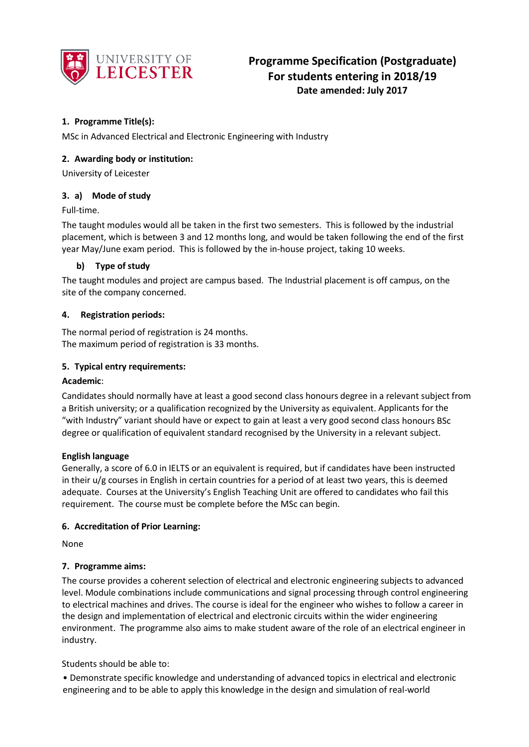# Programme Specification (Postgraduate)
## For students entering in 2018/19
**Date amended: July 2017**

### 1. Programme Title(s):

MSc in Advanced Electrical and Electronic Engineering with Industry

### 2. Awarding body or institution:

University of Leicester

### 3. a) Mode of study

Full-time.

The taught modules would all be taken in the first two semesters. This is followed by the industrial placement, which is between 3 and 12 months long, and would be taken following the end of the first year May/June exam period. This is followed by the in-house project, taking 10 weeks.

#### b) Type of study

The taught modules and project are campus based. The Industrial placement is off campus, on the site of the company concerned.

### 4. Registration periods:

The normal period of registration is 24 months.
The maximum period of registration is 33 months.

### 5. Typical entry requirements:

**Academic**:

Candidates should normally have at least a good second class honours degree in a relevant subject from a British university; or a qualification recognized by the University as equivalent. Applicants for the "with Industry" variant should have or expect to gain at least a very good second class honours BSc degree or qualification of equivalent standard recognised by the University in a relevant subject.

**English language**

Generally, a score of 6.0 in IELTS or an equivalent is required, but if candidates have been instructed in their u/g courses in English in certain countries for a period of at least two years, this is deemed adequate. Courses at the University's English Teaching Unit are offered to candidates who fail this requirement. The course must be complete before the MSc can begin.

### 6. Accreditation of Prior Learning:

None

### 7. Programme aims:

The course provides a coherent selection of electrical and electronic engineering subjects to advanced level. Module combinations include communications and signal processing through control engineering to electrical machines and drives. The course is ideal for the engineer who wishes to follow a career in the design and implementation of electrical and electronic circuits within the wider engineering environment. The programme also aims to make student aware of the role of an electrical engineer in industry.

Students should be able to:

- Demonstrate specific knowledge and understanding of advanced topics in electrical and electronic engineering and to be able to apply this knowledge in the design and simulation of real-world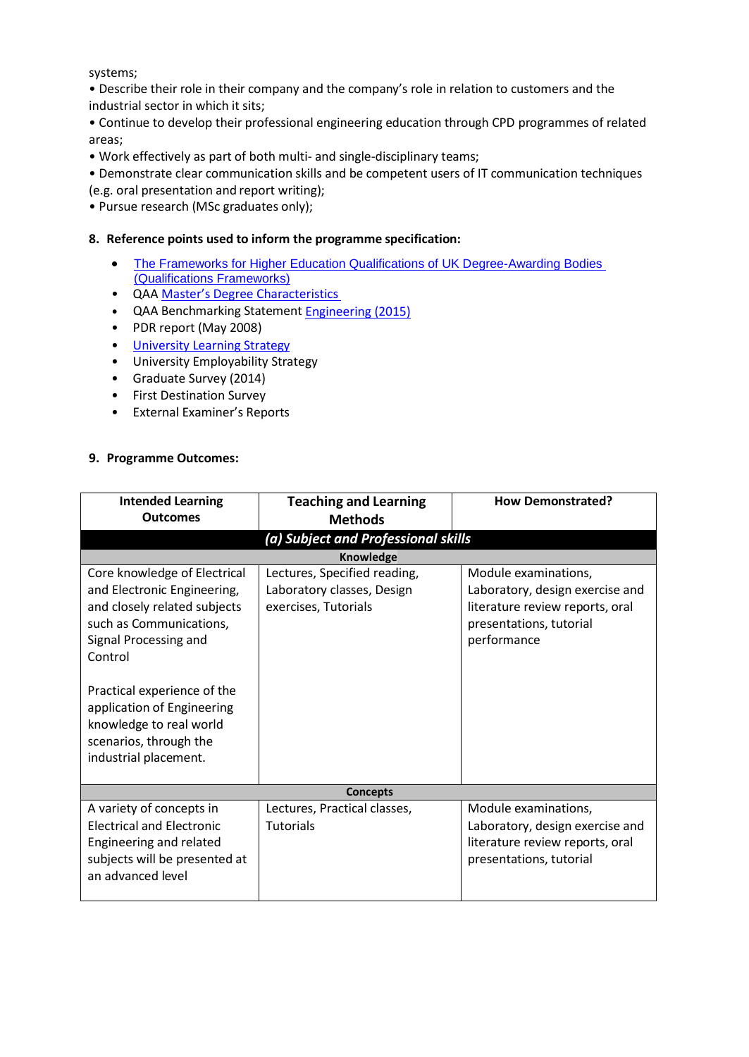systems;

• Describe their role in their company and the company's role in relation to customers and the industrial sector in which it sits;

• Continue to develop their professional engineering education through CPD programmes of related areas;

• Work effectively as part of both multi- and single-disciplinary teams;

• Demonstrate clear communication skills and be competent users of IT communication techniques (e.g. oral presentation and report writing);

• Pursue research (MSc graduates only);

**8. Reference points used to inform the programme specification:**

- The Frameworks for Higher Education Qualifications of UK Degree-Awarding Bodies (Qualifications Frameworks)
- QAA Master's Degree Characteristics
- QAA Benchmarking Statement Engineering (2015)
- PDR report (May 2008)
- University Learning Strategy
- University Employability Strategy
- Graduate Survey (2014)
- First Destination Survey
- External Examiner's Reports

**9. Programme Outcomes:**

| Intended Learning Outcomes | Teaching and Learning Methods | How Demonstrated? |
|---|---|---|
| ***(a) Subject and Professional skills*** | | |
| **Knowledge** | | |
| Core knowledge of Electrical and Electronic Engineering, and closely related subjects such as Communications, Signal Processing and Control<br><br>Practical experience of the application of Engineering knowledge to real world scenarios, through the industrial placement. | Lectures, Specified reading, Laboratory classes, Design exercises, Tutorials | Module examinations, Laboratory, design exercise and literature review reports, oral presentations, tutorial performance |
| **Concepts** | | |
| A variety of concepts in Electrical and Electronic Engineering and related subjects will be presented at an advanced level | Lectures, Practical classes, Tutorials | Module examinations, Laboratory, design exercise and literature review reports, oral presentations, tutorial |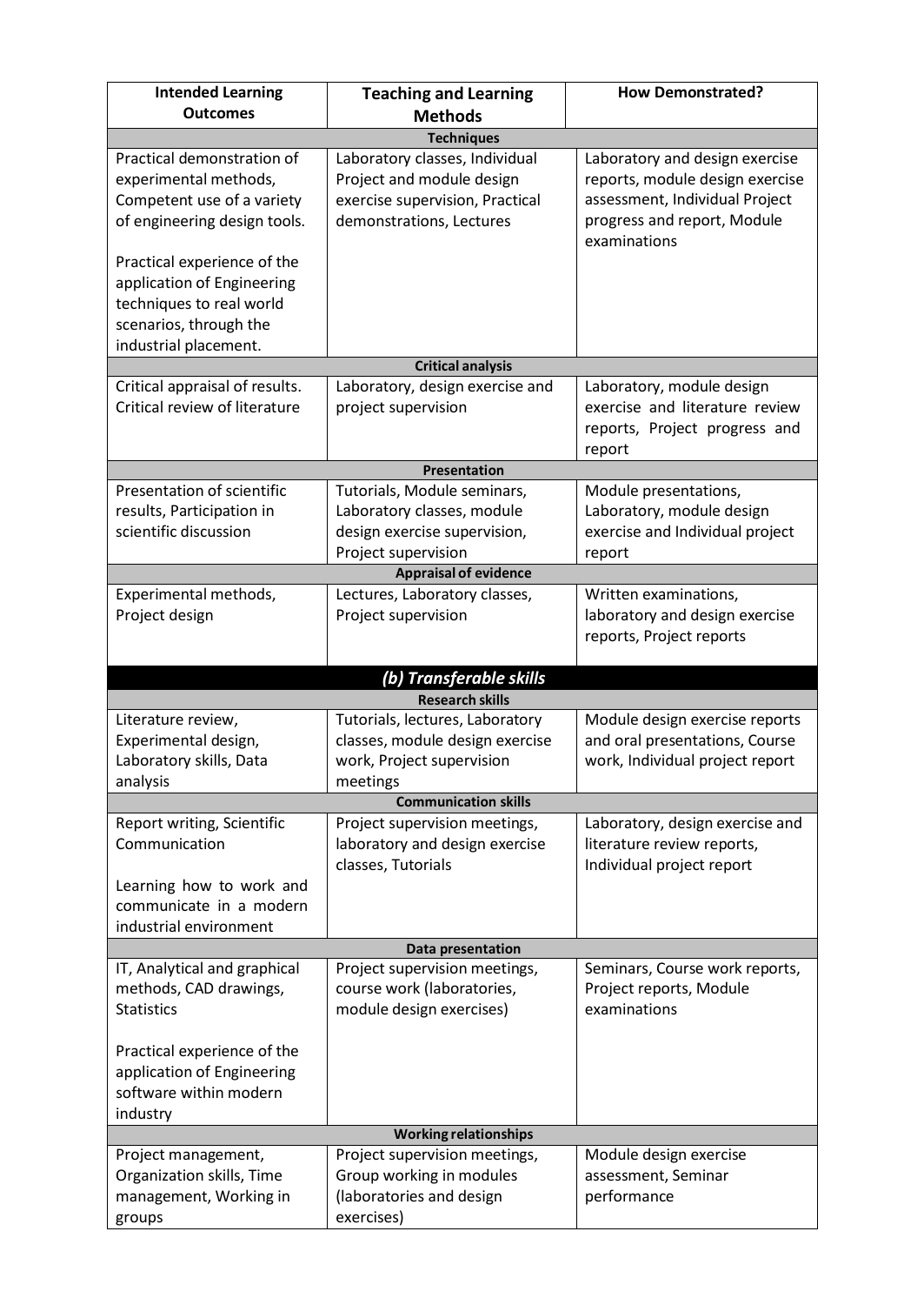| Intended Learning Outcomes | Teaching and Learning Methods | How Demonstrated? |
|---|---|---|
| **Techniques** | | |
| Practical demonstration of experimental methods, Competent use of a variety of engineering design tools.<br><br>Practical experience of the application of Engineering techniques to real world scenarios, through the industrial placement. | Laboratory classes, Individual Project and module design exercise supervision, Practical demonstrations, Lectures | Laboratory and design exercise reports, module design exercise assessment, Individual Project progress and report, Module examinations |
| **Critical analysis** | | |
| Critical appraisal of results. Critical review of literature | Laboratory, design exercise and project supervision | Laboratory, module design exercise and literature review reports, Project progress and report |
| **Presentation** | | |
| Presentation of scientific results, Participation in scientific discussion | Tutorials, Module seminars, Laboratory classes, module design exercise supervision, Project supervision | Module presentations, Laboratory, module design exercise and Individual project report |
| **Appraisal of evidence** | | |
| Experimental methods, Project design | Lectures, Laboratory classes, Project supervision | Written examinations, laboratory and design exercise reports, Project reports |
| ***(b) Transferable skills*** | | |
| **Research skills** | | |
| Literature review, Experimental design, Laboratory skills, Data analysis | Tutorials, lectures, Laboratory classes, module design exercise work, Project supervision meetings | Module design exercise reports and oral presentations, Course work, Individual project report |
| **Communication skills** | | |
| Report writing, Scientific Communication<br><br>Learning how to work and communicate in a modern industrial environment | Project supervision meetings, laboratory and design exercise classes, Tutorials | Laboratory, design exercise and literature review reports, Individual project report |
| **Data presentation** | | |
| IT, Analytical and graphical methods, CAD drawings, Statistics<br><br>Practical experience of the application of Engineering software within modern industry | Project supervision meetings, course work (laboratories, module design exercises) | Seminars, Course work reports, Project reports, Module examinations |
| **Working relationships** | | |
| Project management, Organization skills, Time management, Working in groups | Project supervision meetings, Group working in modules (laboratories and design exercises) | Module design exercise assessment, Seminar performance |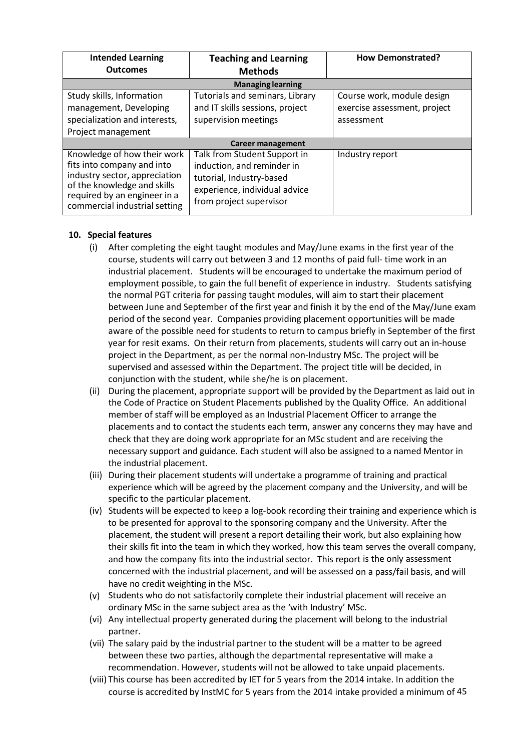| Intended Learning Outcomes | Teaching and Learning Methods | How Demonstrated? |
|---|---|---|
| **Managing learning** | | |
| Study skills, Information management, Developing specialization and interests, Project management | Tutorials and seminars, Library and IT skills sessions, project supervision meetings | Course work, module design exercise assessment, project assessment |
| **Career management** | | |
| Knowledge of how their work fits into company and into industry sector, appreciation of the knowledge and skills required by an engineer in a commercial industrial setting | Talk from Student Support in induction, and reminder in tutorial, Industry-based experience, individual advice from project supervisor | Industry report |

**10. Special features**

(i) After completing the eight taught modules and May/June exams in the first year of the course, students will carry out between 3 and 12 months of paid full- time work in an industrial placement. Students will be encouraged to undertake the maximum period of employment possible, to gain the full benefit of experience in industry. Students satisfying the normal PGT criteria for passing taught modules, will aim to start their placement between June and September of the first year and finish it by the end of the May/June exam period of the second year. Companies providing placement opportunities will be made aware of the possible need for students to return to campus briefly in September of the first year for resit exams. On their return from placements, students will carry out an in-house project in the Department, as per the normal non-Industry MSc. The project will be supervised and assessed within the Department. The project title will be decided, in conjunction with the student, while she/he is on placement.

(ii) During the placement, appropriate support will be provided by the Department as laid out in the Code of Practice on Student Placements published by the Quality Office. An additional member of staff will be employed as an Industrial Placement Officer to arrange the placements and to contact the students each term, answer any concerns they may have and check that they are doing work appropriate for an MSc student and are receiving the necessary support and guidance. Each student will also be assigned to a named Mentor in the industrial placement.

(iii) During their placement students will undertake a programme of training and practical experience which will be agreed by the placement company and the University, and will be specific to the particular placement.

(iv) Students will be expected to keep a log-book recording their training and experience which is to be presented for approval to the sponsoring company and the University. After the placement, the student will present a report detailing their work, but also explaining how their skills fit into the team in which they worked, how this team serves the overall company, and how the company fits into the industrial sector. This report is the only assessment concerned with the industrial placement, and will be assessed on a pass/fail basis, and will have no credit weighting in the MSc.

(v) Students who do not satisfactorily complete their industrial placement will receive an ordinary MSc in the same subject area as the 'with Industry' MSc.

(vi) Any intellectual property generated during the placement will belong to the industrial partner.

(vii) The salary paid by the industrial partner to the student will be a matter to be agreed between these two parties, although the departmental representative will make a recommendation. However, students will not be allowed to take unpaid placements.

(viii) This course has been accredited by IET for 5 years from the 2014 intake. In addition the course is accredited by InstMC for 5 years from the 2014 intake provided a minimum of 45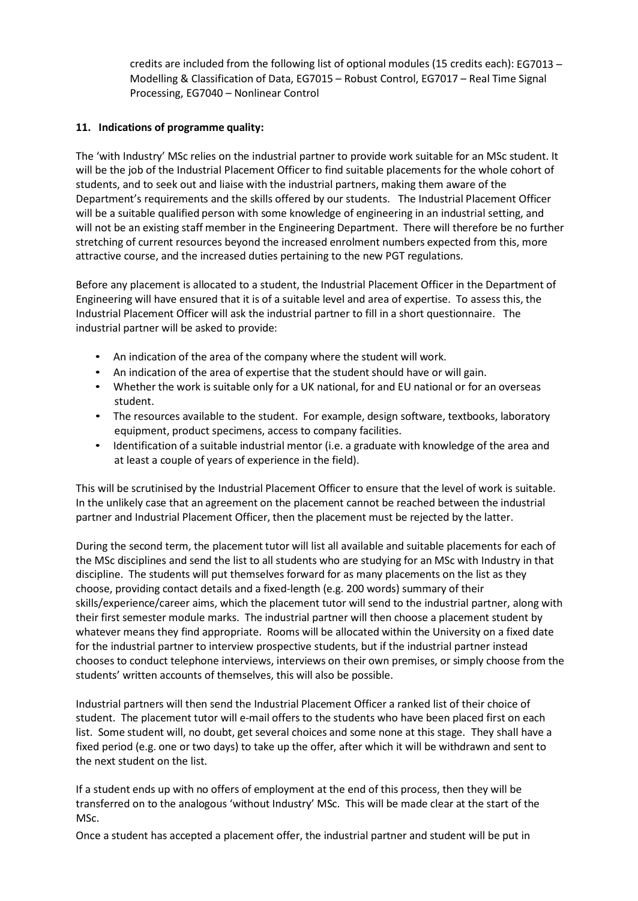credits are included from the following list of optional modules (15 credits each): EG7013 – Modelling & Classification of Data, EG7015 – Robust Control, EG7017 – Real Time Signal Processing, EG7040 – Nonlinear Control

## 11. Indications of programme quality:

The 'with Industry' MSc relies on the industrial partner to provide work suitable for an MSc student. It will be the job of the Industrial Placement Officer to find suitable placements for the whole cohort of students, and to seek out and liaise with the industrial partners, making them aware of the Department's requirements and the skills offered by our students. The Industrial Placement Officer will be a suitable qualified person with some knowledge of engineering in an industrial setting, and will not be an existing staff member in the Engineering Department. There will therefore be no further stretching of current resources beyond the increased enrolment numbers expected from this, more attractive course, and the increased duties pertaining to the new PGT regulations.

Before any placement is allocated to a student, the Industrial Placement Officer in the Department of Engineering will have ensured that it is of a suitable level and area of expertise. To assess this, the Industrial Placement Officer will ask the industrial partner to fill in a short questionnaire. The industrial partner will be asked to provide:

- An indication of the area of the company where the student will work.
- An indication of the area of expertise that the student should have or will gain.
- Whether the work is suitable only for a UK national, for and EU national or for an overseas student.
- The resources available to the student. For example, design software, textbooks, laboratory equipment, product specimens, access to company facilities.
- Identification of a suitable industrial mentor (i.e. a graduate with knowledge of the area and at least a couple of years of experience in the field).

This will be scrutinised by the Industrial Placement Officer to ensure that the level of work is suitable. In the unlikely case that an agreement on the placement cannot be reached between the industrial partner and Industrial Placement Officer, then the placement must be rejected by the latter.

During the second term, the placement tutor will list all available and suitable placements for each of the MSc disciplines and send the list to all students who are studying for an MSc with Industry in that discipline. The students will put themselves forward for as many placements on the list as they choose, providing contact details and a fixed-length (e.g. 200 words) summary of their skills/experience/career aims, which the placement tutor will send to the industrial partner, along with their first semester module marks. The industrial partner will then choose a placement student by whatever means they find appropriate. Rooms will be allocated within the University on a fixed date for the industrial partner to interview prospective students, but if the industrial partner instead chooses to conduct telephone interviews, interviews on their own premises, or simply choose from the students' written accounts of themselves, this will also be possible.

Industrial partners will then send the Industrial Placement Officer a ranked list of their choice of student. The placement tutor will e-mail offers to the students who have been placed first on each list. Some student will, no doubt, get several choices and some none at this stage. They shall have a fixed period (e.g. one or two days) to take up the offer, after which it will be withdrawn and sent to the next student on the list.

If a student ends up with no offers of employment at the end of this process, then they will be transferred on to the analogous 'without Industry' MSc. This will be made clear at the start of the MSc.

Once a student has accepted a placement offer, the industrial partner and student will be put in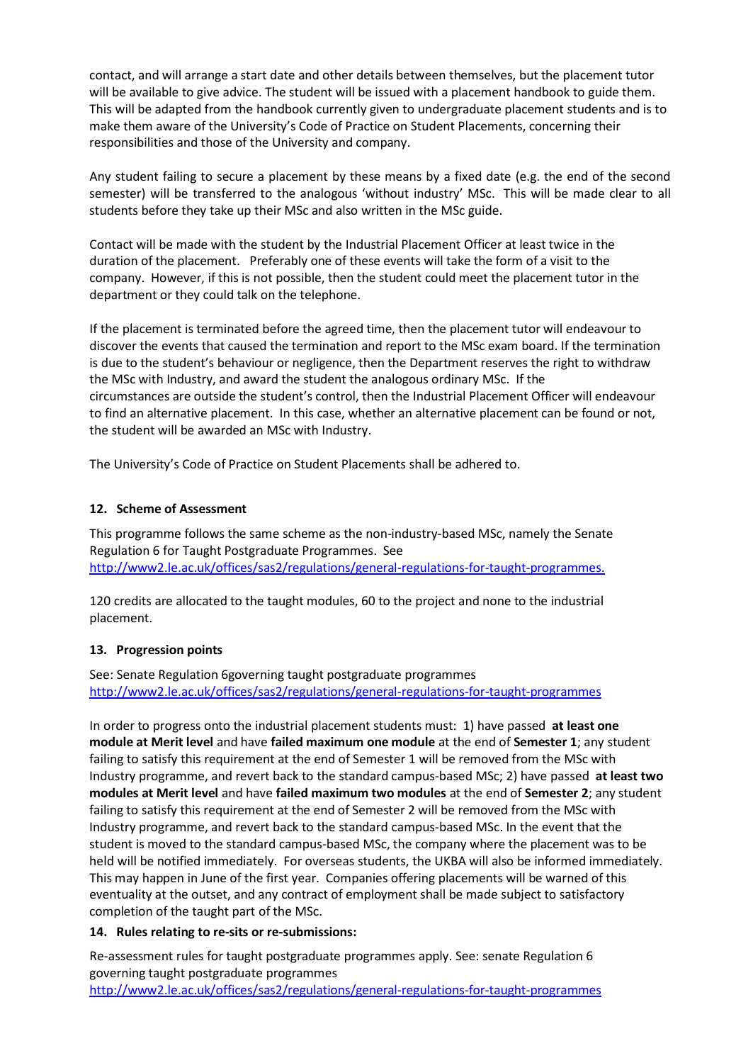contact, and will arrange a start date and other details between themselves, but the placement tutor will be available to give advice. The student will be issued with a placement handbook to guide them. This will be adapted from the handbook currently given to undergraduate placement students and is to make them aware of the University's Code of Practice on Student Placements, concerning their responsibilities and those of the University and company.

Any student failing to secure a placement by these means by a fixed date (e.g. the end of the second semester) will be transferred to the analogous 'without industry' MSc. This will be made clear to all students before they take up their MSc and also written in the MSc guide.

Contact will be made with the student by the Industrial Placement Officer at least twice in the duration of the placement. Preferably one of these events will take the form of a visit to the company. However, if this is not possible, then the student could meet the placement tutor in the department or they could talk on the telephone.

If the placement is terminated before the agreed time, then the placement tutor will endeavour to discover the events that caused the termination and report to the MSc exam board. If the termination is due to the student's behaviour or negligence, then the Department reserves the right to withdraw the MSc with Industry, and award the student the analogous ordinary MSc. If the circumstances are outside the student's control, then the Industrial Placement Officer will endeavour to find an alternative placement. In this case, whether an alternative placement can be found or not, the student will be awarded an MSc with Industry.

The University's Code of Practice on Student Placements shall be adhered to.

### 12. Scheme of Assessment

This programme follows the same scheme as the non-industry-based MSc, namely the Senate Regulation 6 for Taught Postgraduate Programmes. See http://www2.le.ac.uk/offices/sas2/regulations/general-regulations-for-taught-programmes.

120 credits are allocated to the taught modules, 60 to the project and none to the industrial placement.

### 13. Progression points

See: Senate Regulation 6governing taught postgraduate programmes http://www2.le.ac.uk/offices/sas2/regulations/general-regulations-for-taught-programmes

In order to progress onto the industrial placement students must: 1) have passed **at least one module at Merit level** and have **failed maximum one module** at the end of **Semester 1**; any student failing to satisfy this requirement at the end of Semester 1 will be removed from the MSc with Industry programme, and revert back to the standard campus-based MSc; 2) have passed **at least two modules at Merit level** and have **failed maximum two modules** at the end of **Semester 2**; any student failing to satisfy this requirement at the end of Semester 2 will be removed from the MSc with Industry programme, and revert back to the standard campus-based MSc. In the event that the student is moved to the standard campus-based MSc, the company where the placement was to be held will be notified immediately. For overseas students, the UKBA will also be informed immediately. This may happen in June of the first year. Companies offering placements will be warned of this eventuality at the outset, and any contract of employment shall be made subject to satisfactory completion of the taught part of the MSc.

### 14. Rules relating to re-sits or re-submissions:

Re-assessment rules for taught postgraduate programmes apply. See: senate Regulation 6 governing taught postgraduate programmes http://www2.le.ac.uk/offices/sas2/regulations/general-regulations-for-taught-programmes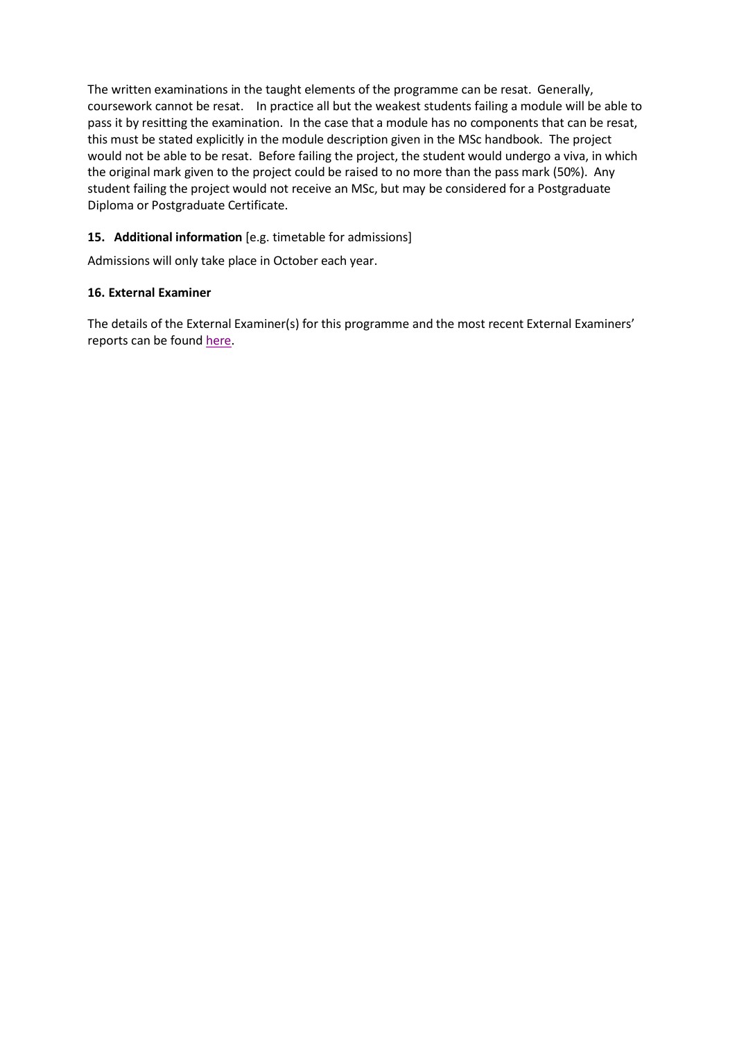The written examinations in the taught elements of the programme can be resat. Generally, coursework cannot be resat. In practice all but the weakest students failing a module will be able to pass it by resitting the examination. In the case that a module has no components that can be resat, this must be stated explicitly in the module description given in the MSc handbook. The project would not be able to be resat. Before failing the project, the student would undergo a viva, in which the original mark given to the project could be raised to no more than the pass mark (50%). Any student failing the project would not receive an MSc, but may be considered for a Postgraduate Diploma or Postgraduate Certificate.

**15. Additional information** [e.g. timetable for admissions]

Admissions will only take place in October each year.

**16. External Examiner**

The details of the External Examiner(s) for this programme and the most recent External Examiners' reports can be found here.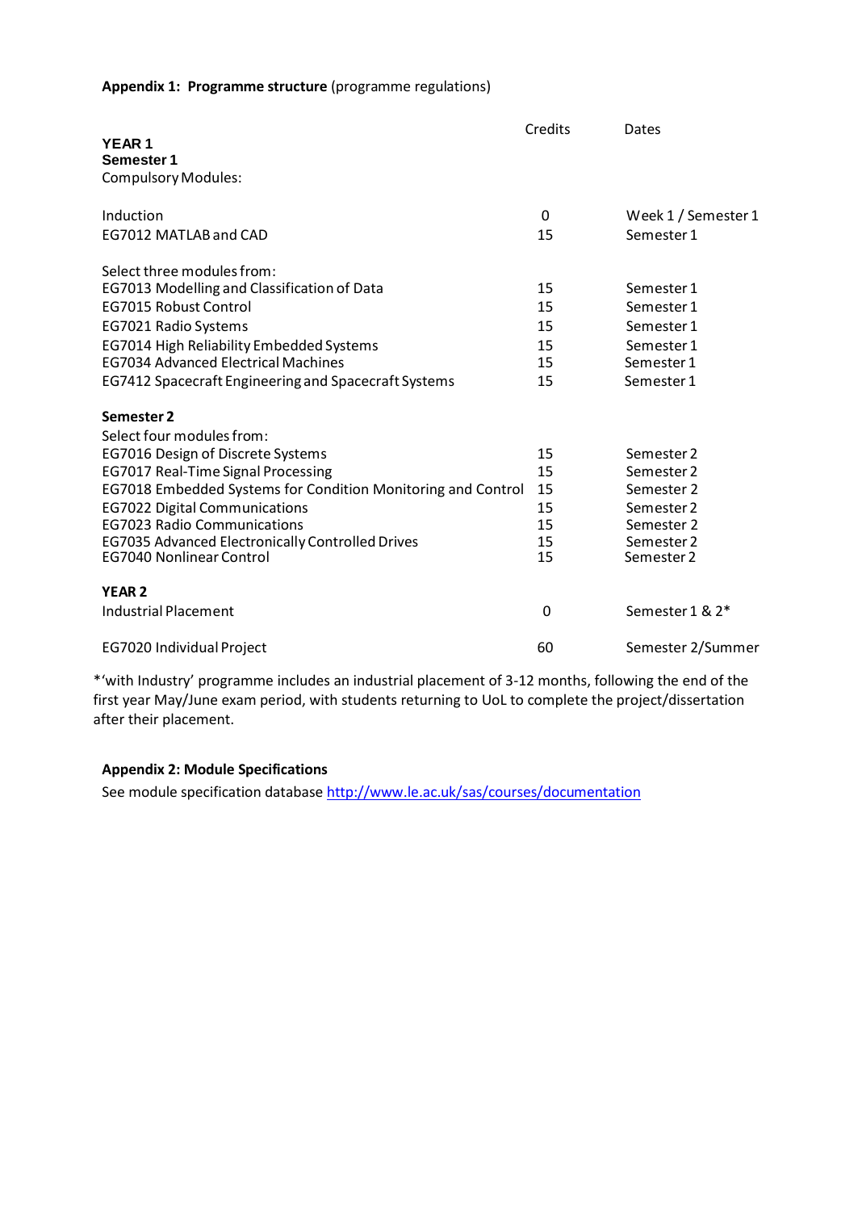**Appendix 1: Programme structure** (programme regulations)

| | Credits | Dates |
|---|---|---|
| **YEAR 1** | | |
| **Semester 1** | | |
| Compulsory Modules: | | |
| Induction | 0 | Week 1 / Semester 1 |
| EG7012 MATLAB and CAD | 15 | Semester 1 |
| Select three modules from: | | |
| EG7013 Modelling and Classification of Data | 15 | Semester 1 |
| EG7015 Robust Control | 15 | Semester 1 |
| EG7021 Radio Systems | 15 | Semester 1 |
| EG7014 High Reliability Embedded Systems | 15 | Semester 1 |
| EG7034 Advanced Electrical Machines | 15 | Semester 1 |
| EG7412 Spacecraft Engineering and Spacecraft Systems | 15 | Semester 1 |
| **Semester 2** | | |
| Select four modules from: | | |
| EG7016 Design of Discrete Systems | 15 | Semester 2 |
| EG7017 Real-Time Signal Processing | 15 | Semester 2 |
| EG7018 Embedded Systems for Condition Monitoring and Control | 15 | Semester 2 |
| EG7022 Digital Communications | 15 | Semester 2 |
| EG7023 Radio Communications | 15 | Semester 2 |
| EG7035 Advanced Electronically Controlled Drives | 15 | Semester 2 |
| EG7040 Nonlinear Control | 15 | Semester 2 |
| **YEAR 2** | | |
| Industrial Placement | 0 | Semester 1 & 2* |
| EG7020 Individual Project | 60 | Semester 2/Summer |

*'with Industry' programme includes an industrial placement of 3-12 months, following the end of the first year May/June exam period, with students returning to UoL to complete the project/dissertation after their placement.

**Appendix 2: Module Specifications**

See module specification database http://www.le.ac.uk/sas/courses/documentation